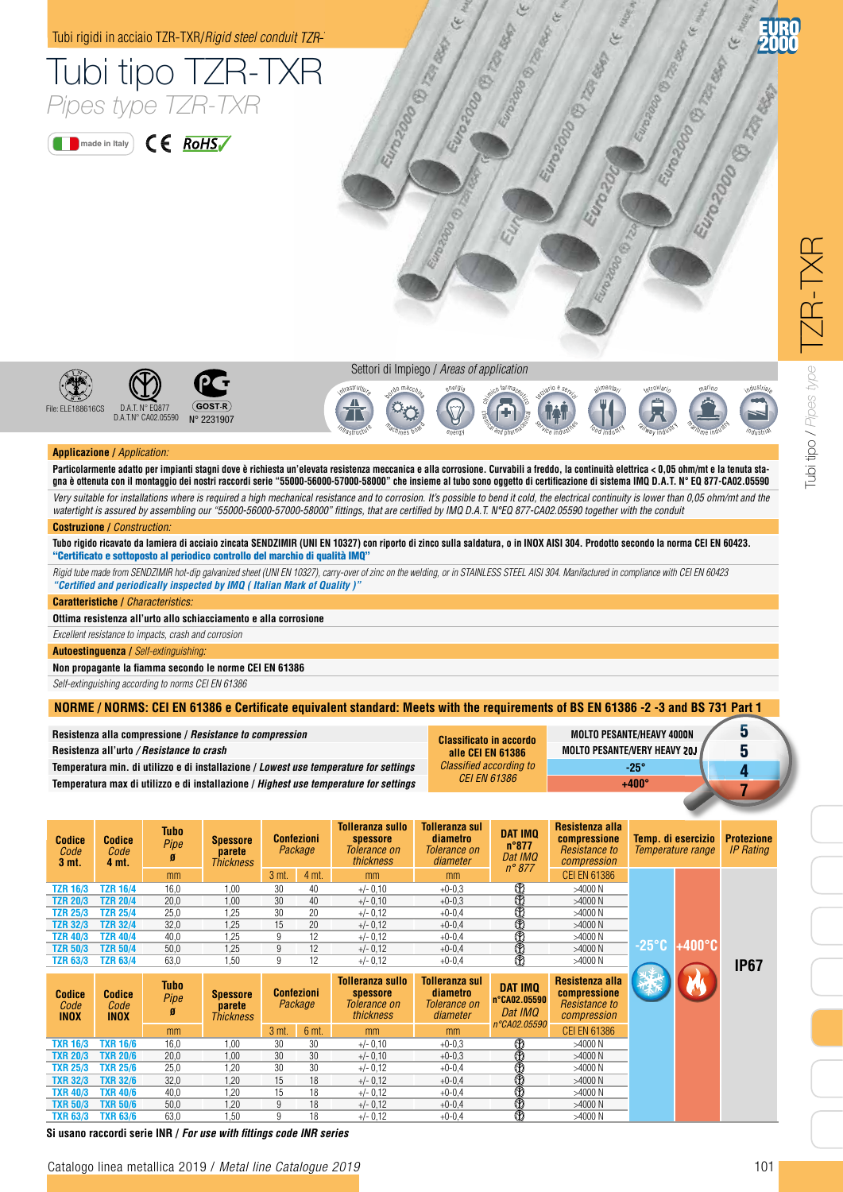Tubi rigidi in acciaio TZR-TXR/*Rigid steel conduit TZR-*

# Tubi tipo TZR-TXR

## *Pipes type TZR-TXR*

made in Italy CE RoHS

File: ELE188616CS — D.A.T. N° EQ877 D.A.T.N° CA02.05590 — GOST-R N° 2231907

Settori di Impiego / *Areas of application*

infrastrutture / *infrastructure* — bordo macchina / *machines board* — energia / *energy* — chimico farmaceutico / *chemical and pharmaceutical* — terziario e servizi / *service industries* — alimentari / *food industry* — ferroviario / *railway industry* — marino / *maritime industry* — industriale / *industrial*

**Applicazione** / *Application:*

**Particolarmente adatto per impianti stagni dove è richiesta un'elevata resistenza meccanica e alla corrosione. Curvabili a freddo, la continuità elettrica < 0,05 ohm/mt e la tenuta stagna è ottenuta con il montaggio dei nostri raccordi serie "55000-56000-57000-58000" che insieme al tubo sono oggetto di certificazione di sistema IMQ D.A.T. N° EQ 877-CA02.05590**

*Very suitable for installations where is required a high mechanical resistance and to corrosion. It's possible to bend it cold, the electrical continuity is lower than 0,05 ohm/mt and the watertight is assured by assembling our "55000-56000-57000-58000" fittings, that are certified by IMQ D.A.T. N°EQ 877-CA02.05590 together with the conduit*

**Costruzione** / *Construction:*

**Tubo rigido ricavato da lamiera di acciaio zincata SENDZIMIR (UNI EN 10327) con riporto di zinco sulla saldatura, o in INOX AISI 304. Prodotto secondo la norma CEI EN 60423.**
**"Certificato e sottoposto al periodico controllo del marchio di qualità IMQ"**

*Rigid tube made from SENDZIMIR hot-dip galvanized sheet (UNI EN 10327), carry-over of zinc on the welding, or in STAINLESS STEEL AISI 304. Manifactured in compliance with CEI EN 60423*
***"Certified and periodically inspected by IMQ ( Italian Mark of Quality )"***

**Caratteristiche** / *Characteristics:*

**Ottima resistenza all'urto allo schiacciamento e alla corrosione**

*Excellent resistance to impacts, crash and corrosion*

**Autoestinguenza** / *Self-extinguishing:*

**Non propagante la fiamma secondo le norme CEI EN 61386**

*Self-extinguishing according to norms CEI EN 61386*

**NORME / NORMS: CEI EN 61386 e Certificate equivalent standard: Meets with the requirements of BS EN 61386 -2 -3 and BS 731 Part 1**

| | | | |
|---|---|---|---|
| **Resistenza alla compressione** / ***Resistance to compression*** | Classificato in accordo alle CEI EN 61386 / *Classified according to CEI EN 61386* | MOLTO PESANTE/HEAVY 4000N | 5 |
| **Resistenza all'urto** / ***Resistance to crash*** | | MOLTO PESANTE/VERY HEAVY 20J | 5 |
| **Temperatura min. di utilizzo e di installazione** / ***Lowest use temperature for settings*** | | -25° | 4 |
| **Temperatura max di utilizzo e di installazione** / ***Highest use temperature for settings*** | | +400° | 7 |

| Codice *Code* 3 mt. | Codice *Code* 4 mt. | Tubo *Pipe* ø (mm) | Spessore parete *Thickness* | Confezioni *Package* 3 mt. | Confezioni *Package* 4 mt. | Tolleranza sullo spessore *Tolerance on thickness* (mm) | Tolleranza sul diametro *Tolerance on diameter* (mm) | DAT IMQ n°877 *Dat IMQ n° 877* | Resistenza alla compressione *Resistance to compression* CEI EN 61386 | Temp. di esercizio *Temperature range* | | Protezione *IP Rating* |
|---|---|---|---|---|---|---|---|---|---|---|---|---|
| TZR 16/3 | TZR 16/4 | 16,0 | 1,00 | 30 | 40 | +/- 0,10 | +0-0,3 | IMQ | >4000 N | -25°C | +400°C | IP67 |
| TZR 20/3 | TZR 20/4 | 20,0 | 1,00 | 30 | 40 | +/- 0,10 | +0-0,3 | IMQ | >4000 N | | | |
| TZR 25/3 | TZR 25/4 | 25,0 | 1,25 | 30 | 20 | +/- 0,12 | +0-0,4 | IMQ | >4000 N | | | |
| TZR 32/3 | TZR 32/4 | 32,0 | 1,25 | 15 | 20 | +/- 0,12 | +0-0,4 | IMQ | >4000 N | | | |
| TZR 40/3 | TZR 40/4 | 40,0 | 1,25 | 9 | 12 | +/- 0,12 | +0-0,4 | IMQ | >4000 N | | | |
| TZR 50/3 | TZR 50/4 | 50,0 | 1,25 | 9 | 12 | +/- 0,12 | +0-0,4 | IMQ | >4000 N | | | |
| TZR 63/3 | TZR 63/4 | 63,0 | 1,50 | 9 | 12 | +/- 0,12 | +0-0,4 | IMQ | >4000 N | | | |

| Codice *Code* INOX | Codice *Code* INOX | Tubo *Pipe* ø (mm) | Spessore parete *Thickness* | Confezioni *Package* 3 mt. | Confezioni *Package* 6 mt. | Tolleranza sullo spessore *Tolerance on thickness* (mm) | Tolleranza sul diametro *Tolerance on diameter* (mm) | DAT IMQ n°CA02.05590 *Dat IMQ n°CA02.05590* | Resistenza alla compressione *Resistance to compression* CEI EN 61386 | Temp. di esercizio *Temperature range* | | Protezione *IP Rating* |
|---|---|---|---|---|---|---|---|---|---|---|---|---|
| TXR 16/3 | TXR 16/6 | 16,0 | 1,00 | 30 | 30 | +/- 0,10 | +0-0,3 | IMQ | >4000 N | -25°C | +400°C | IP67 |
| TXR 20/3 | TXR 20/6 | 20,0 | 1,00 | 30 | 30 | +/- 0,10 | +0-0,3 | IMQ | >4000 N | | | |
| TXR 25/3 | TXR 25/6 | 25,0 | 1,20 | 30 | 30 | +/- 0,12 | +0-0,4 | IMQ | >4000 N | | | |
| TXR 32/3 | TXR 32/6 | 32,0 | 1,20 | 15 | 18 | +/- 0,12 | +0-0,4 | IMQ | >4000 N | | | |
| TXR 40/3 | TXR 40/6 | 40,0 | 1,20 | 15 | 18 | +/- 0,12 | +0-0,4 | IMQ | >4000 N | | | |
| TXR 50/3 | TXR 50/6 | 50,0 | 1,20 | 9 | 18 | +/- 0,12 | +0-0,4 | IMQ | >4000 N | | | |
| TXR 63/3 | TXR 63/6 | 63,0 | 1,50 | 9 | 18 | +/- 0,12 | +0-0,4 | IMQ | >4000 N | | | |

**Si usano raccordi serie INR** / ***For use with fittings code INR series***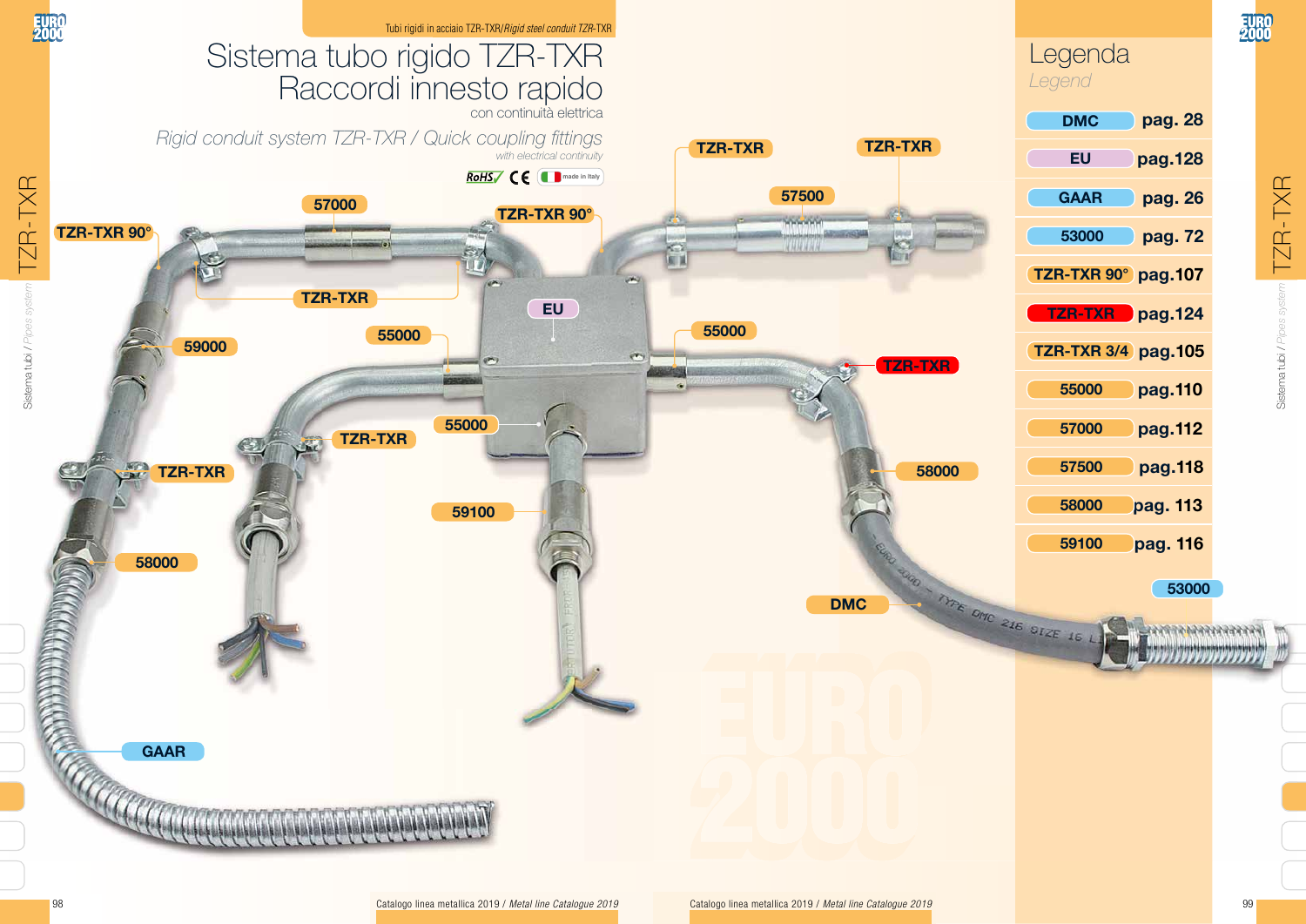# Sistema tubo rigido TZR-TXR Raccordi innesto rapido

con continuità elettrica

*Rigid conduit system TZR-TXR / Quick coupling fittings*

*with electrical continuity*

TZR-TXR 90°
57000
TZR-TXR 90°
TZR-TXR
TZR-TXR
57500
TZR-TXR
59000
55000
EU
55000
TZR-TXR
55000
TZR-TXR
TZR-TXR
59100
58000
58000
DMC
GAAR
53000

## Legenda

*Legend*

| | |
|---|---|
| DMC | pag. 28 |
| EU | pag.128 |
| GAAR | pag. 26 |
| 53000 | pag. 72 |
| TZR-TXR 90° | pag.107 |
| TZR-TXR | pag.124 |
| TZR-TXR 3/4 | pag.105 |
| 55000 | pag.110 |
| 57000 | pag.112 |
| 57500 | pag.118 |
| 58000 | pag. 113 |
| 59100 | pag. 116 |